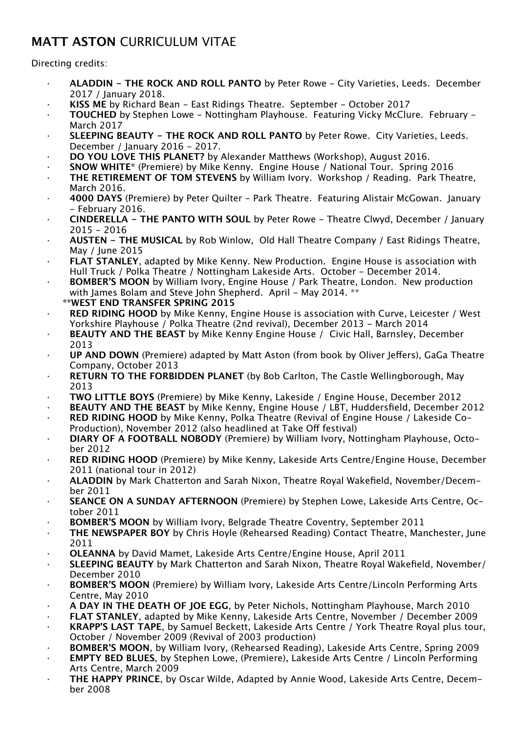# **MATT ASTON** CURRICULUM VITAE

Directing credits:

- **ALADDIN - THE ROCK AND ROLL PANTO** by Peter Rowe - City Varieties, Leeds. December 2017 / January 2018.
- **KISS ME** by Richard Bean - East Ridings Theatre. September - October 2017
- **TOUCHED** by Stephen Lowe - Nottingham Playhouse. Featuring Vicky McClure. February - March 2017
- **SLEEPING BEAUTY - THE ROCK AND ROLL PANTO** by Peter Rowe. City Varieties, Leeds. December / January 2016 - 2017.
- **DO YOU LOVE THIS PLANET?** by Alexander Matthews (Workshop), August 2016.
- **SNOW WHITE*** (Premiere) by Mike Kenny. Engine House / National Tour. Spring 2016
- **THE RETIREMENT OF TOM STEVENS** by William Ivory. Workshop / Reading. Park Theatre, March 2016.
- **4000 DAYS** (Premiere) by Peter Quilter - Park Theatre. Featuring Alistair McGowan. January - February 2016.
- **CINDERELLA - THE PANTO WITH SOUL** by Peter Rowe - Theatre Clwyd, December / January 2015 - 2016
- **AUSTEN - THE MUSICAL** by Rob Winlow, Old Hall Theatre Company / East Ridings Theatre, May / June 2015
- **FLAT STANLEY**, adapted by Mike Kenny. New Production. Engine House is association with Hull Truck / Polka Theatre / Nottingham Lakeside Arts. October - December 2014.
- **BOMBER'S MOON** by William Ivory, Engine House / Park Theatre, London. New production with James Bolam and Steve John Shepherd. April - May 2014. **
  **\*\*WEST END TRANSFER SPRING 2015**
- **RED RIDING HOOD** by Mike Kenny, Engine House is association with Curve, Leicester / West Yorkshire Playhouse / Polka Theatre (2nd revival), December 2013 - March 2014
- **BEAUTY AND THE BEAST** by Mike Kenny Engine House / Civic Hall, Barnsley, December 2013
- **UP AND DOWN** (Premiere) adapted by Matt Aston (from book by Oliver Jeffers), GaGa Theatre Company, October 2013
- **RETURN TO THE FORBIDDEN PLANET** (by Bob Carlton, The Castle Wellingborough, May 2013
- **TWO LITTLE BOYS** (Premiere) by Mike Kenny, Lakeside / Engine House, December 2012
- **BEAUTY AND THE BEAST** by Mike Kenny, Engine House / LBT, Huddersfield, December 2012
- **RED RIDING HOOD** by Mike Kenny, Polka Theatre (Revival of Engine House / Lakeside Co-Production), November 2012 (also headlined at Take Off festival)
- **DIARY OF A FOOTBALL NOBODY** (Premiere) by William Ivory, Nottingham Playhouse, October 2012
- **RED RIDING HOOD** (Premiere) by Mike Kenny, Lakeside Arts Centre/Engine House, December 2011 (national tour in 2012)
- **ALADDIN** by Mark Chatterton and Sarah Nixon, Theatre Royal Wakefield, November/December 2011
- **SEANCE ON A SUNDAY AFTERNOON** (Premiere) by Stephen Lowe, Lakeside Arts Centre, October 2011
- **BOMBER'S MOON** by William Ivory, Belgrade Theatre Coventry, September 2011
- **THE NEWSPAPER BOY** by Chris Hoyle (Rehearsed Reading) Contact Theatre, Manchester, June 2011
- **OLEANNA** by David Mamet, Lakeside Arts Centre/Engine House, April 2011
- **SLEEPING BEAUTY** by Mark Chatterton and Sarah Nixon, Theatre Royal Wakefield, November/ December 2010
- **BOMBER'S MOON** (Premiere) by William Ivory, Lakeside Arts Centre/Lincoln Performing Arts Centre, May 2010
- **A DAY IN THE DEATH OF JOE EGG**, by Peter Nichols, Nottingham Playhouse, March 2010
- **FLAT STANLEY**, adapted by Mike Kenny, Lakeside Arts Centre, November / December 2009
- **KRAPP'S LAST TAPE**, by Samuel Beckett, Lakeside Arts Centre / York Theatre Royal plus tour, October / November 2009 (Revival of 2003 production)
- **BOMBER'S MOON**, by William Ivory, (Rehearsed Reading), Lakeside Arts Centre, Spring 2009
- **EMPTY BED BLUES**, by Stephen Lowe, (Premiere), Lakeside Arts Centre / Lincoln Performing Arts Centre, March 2009
- **THE HAPPY PRINCE**, by Oscar Wilde, Adapted by Annie Wood, Lakeside Arts Centre, December 2008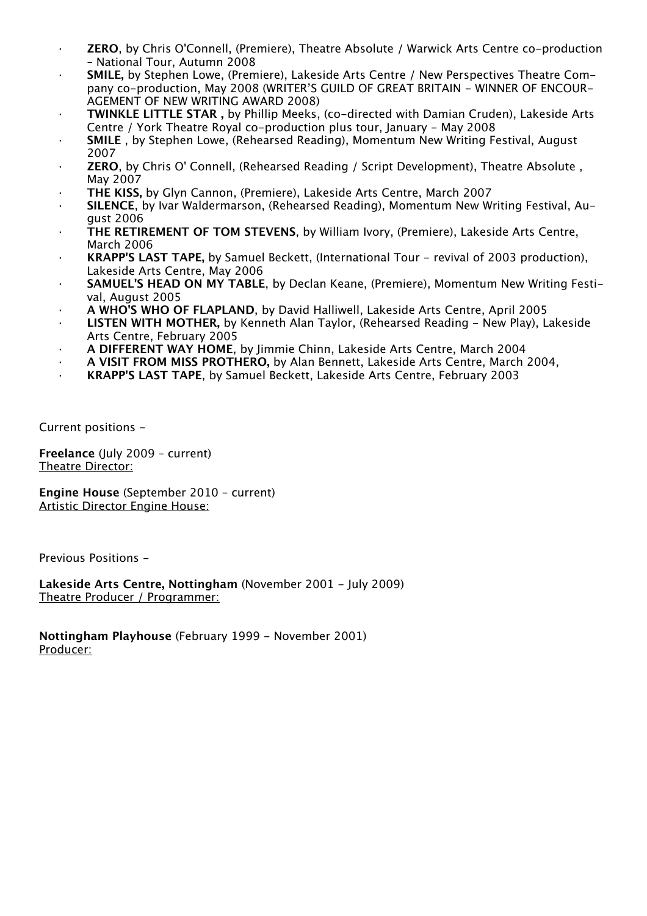- **ZERO**, by Chris O'Connell, (Premiere), Theatre Absolute / Warwick Arts Centre co-production – National Tour, Autumn 2008
- **SMILE,** by Stephen Lowe, (Premiere), Lakeside Arts Centre / New Perspectives Theatre Company co-production, May 2008 (WRITER'S GUILD OF GREAT BRITAIN - WINNER OF ENCOURAGEMENT OF NEW WRITING AWARD 2008)
- **TWINKLE LITTLE STAR ,** by Phillip Meeks, (co-directed with Damian Cruden), Lakeside Arts Centre / York Theatre Royal co-production plus tour, January - May 2008
- **SMILE** , by Stephen Lowe, (Rehearsed Reading), Momentum New Writing Festival, August 2007
- **ZERO**, by Chris O' Connell, (Rehearsed Reading / Script Development), Theatre Absolute , May 2007
- **THE KISS,** by Glyn Cannon, (Premiere), Lakeside Arts Centre, March 2007
- **SILENCE**, by Ivar Waldermarson, (Rehearsed Reading), Momentum New Writing Festival, August 2006
- **THE RETIREMENT OF TOM STEVENS**, by William Ivory, (Premiere), Lakeside Arts Centre, March 2006
- **KRAPP'S LAST TAPE,** by Samuel Beckett, (International Tour - revival of 2003 production), Lakeside Arts Centre, May 2006
- **SAMUEL'S HEAD ON MY TABLE**, by Declan Keane, (Premiere), Momentum New Writing Festival, August 2005
- **A WHO'S WHO OF FLAPLAND**, by David Halliwell, Lakeside Arts Centre, April 2005
- **LISTEN WITH MOTHER,** by Kenneth Alan Taylor, (Rehearsed Reading - New Play), Lakeside Arts Centre, February 2005
- **A DIFFERENT WAY HOME**, by Jimmie Chinn, Lakeside Arts Centre, March 2004
- **A VISIT FROM MISS PROTHERO,** by Alan Bennett, Lakeside Arts Centre, March 2004,
- **KRAPP'S LAST TAPE**, by Samuel Beckett, Lakeside Arts Centre, February 2003

Current positions -

**Freelance** (July 2009 – current)
Theatre Director:

**Engine House** (September 2010 – current)
Artistic Director Engine House:

Previous Positions -

**Lakeside Arts Centre, Nottingham** (November 2001 - July 2009)
Theatre Producer / Programmer:

**Nottingham Playhouse** (February 1999 - November 2001)
Producer: